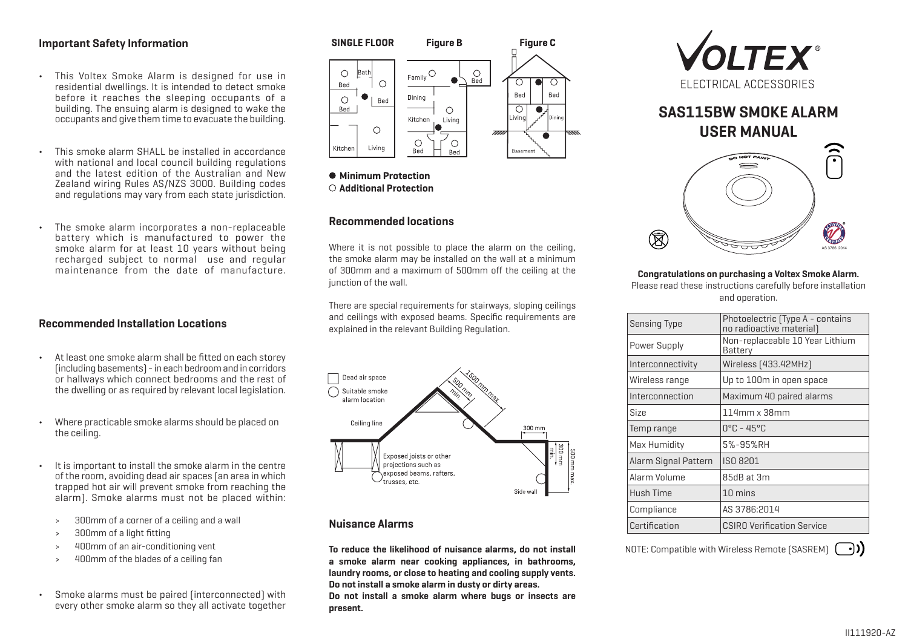### Important Safety Information

- This Voltex Smoke Alarm is designed for use in residential dwellings. It is intended to detect smoke before it reaches the sleeping occupants of a building. The ensuing alarm is designed to wake the occupants and give them time to evacuate the building.
- This smoke alarm SHALL be installed in accordance with national and local council building regulations and the latest edition of the Australian and New Zealand wiring Rules AS/NZS 3000. Building codes and regulations may vary from each state jurisdiction.
- The smoke alarm incorporates a non-replaceable battery which is manufactured to power the smoke alarm for at least 10 years without being recharged subject to normal use and regular maintenance from the date of manufacture.

### Recommended Installation Locations

- At least one smoke alarm shall be fitted on each storey (including basements) - in each bedroom and in corridors or hallways which connect bedrooms and the rest of the dwelling or as required by relevant local legislation.
- Where practicable smoke alarms should be placed on the ceiling.
- It is important to install the smoke alarm in the centre of the room, avoiding dead air spaces (an area in which trapped hot air will prevent smoke from reaching the alarm). Smoke alarms must not be placed within:
  - 300mm of a corner of a ceiling and a wall
  - 300mm of a light fitting
  - 400mm of an air-conditioning vent
  - 400mm of the blades of a ceiling fan
- Smoke alarms must be paired (interconnected) with every other smoke alarm so they all activate together

**SINGLE FLOOR** **Figure B** **Figure C**

● **Minimum Protection**
○ **Additional Protection**

### Recommended locations

Where it is not possible to place the alarm on the ceiling, the smoke alarm may be installed on the wall at a minimum of 300mm and a maximum of 500mm off the ceiling at the junction of the wall.

There are special requirements for stairways, sloping ceilings and ceilings with exposed beams. Specific requirements are explained in the relevant Building Regulation.

### Nuisance Alarms

**To reduce the likelihood of nuisance alarms, do not install a smoke alarm near cooking appliances, in bathrooms, laundry rooms, or close to heating and cooling supply vents. Do not install a smoke alarm in dusty or dirty areas.**
**Do not install a smoke alarm where bugs or insects are present.**

# VOLTEX®
ELECTRICAL ACCESSORIES

## SAS115BW SMOKE ALARM USER MANUAL

**Congratulations on purchasing a Voltex Smoke Alarm.**
Please read these instructions carefully before installation and operation.

| | |
|---|---|
| Sensing Type | Photoelectric (Type A - contains no radioactive material) |
| Power Supply | Non-replaceable 10 Year Lithium Battery |
| Interconnectivity | Wireless (433.42MHz) |
| Wireless range | Up to 100m in open space |
| Interconnection | Maximum 40 paired alarms |
| Size | 114mm x 38mm |
| Temp range | 0°C - 45°C |
| Max Humidity | 5%-95%RH |
| Alarm Signal Pattern | ISO 8201 |
| Alarm Volume | 85dB at 3m |
| Hush Time | 10 mins |
| Compliance | AS 3786:2014 |
| Certification | CSIRO Verification Service |

NOTE: Compatible with Wireless Remote (SASREM)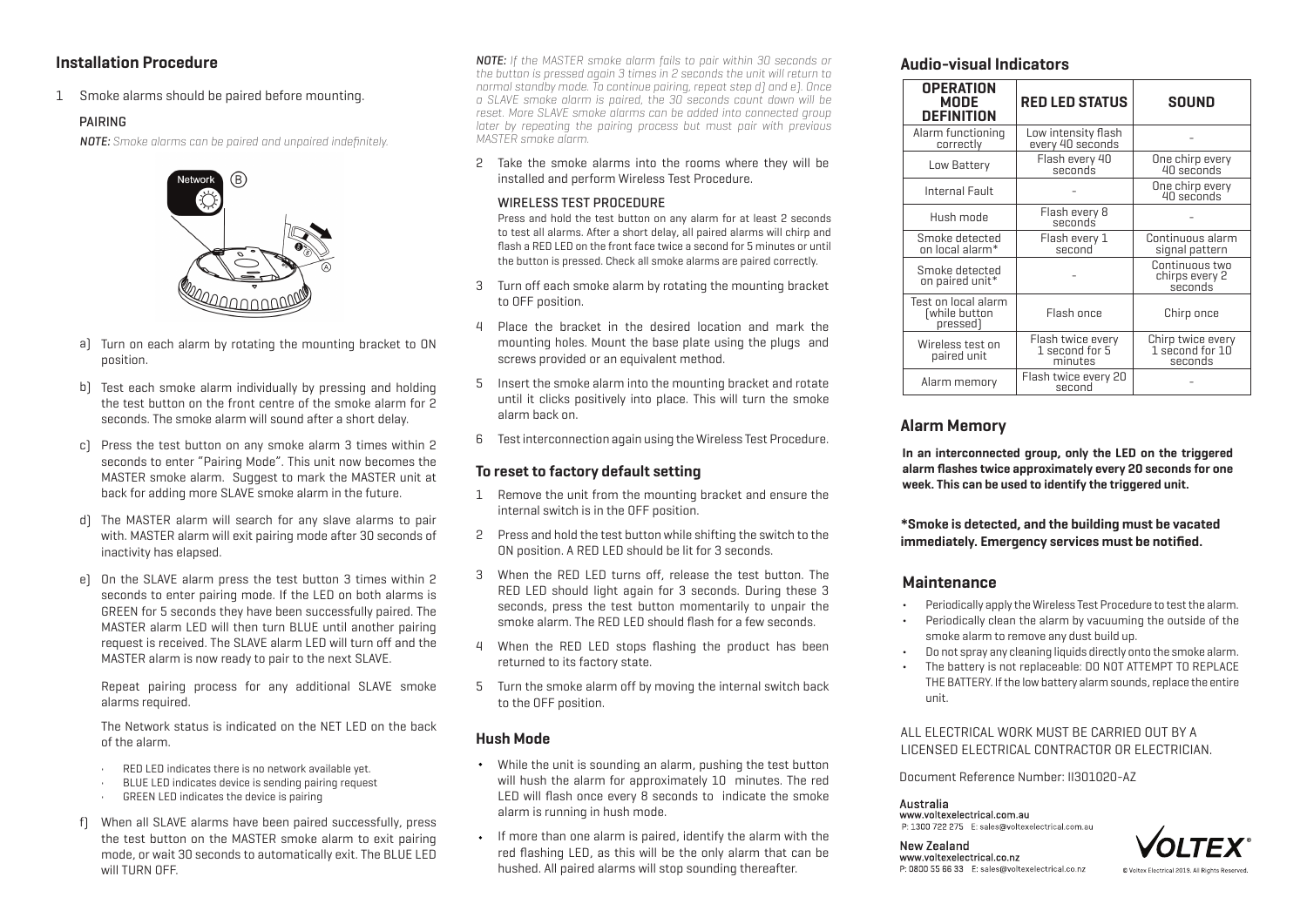## Installation Procedure

1 Smoke alarms should be paired before mounting.

PAIRING

***NOTE:*** *Smoke alarms can be paired and unpaired indefinitely.*

Network B A

a) Turn on each alarm by rotating the mounting bracket to ON position.

b) Test each smoke alarm individually by pressing and holding the test button on the front centre of the smoke alarm for 2 seconds. The smoke alarm will sound after a short delay.

c) Press the test button on any smoke alarm 3 times within 2 seconds to enter "Pairing Mode". This unit now becomes the MASTER smoke alarm. Suggest to mark the MASTER unit at back for adding more SLAVE smoke alarm in the future.

d) The MASTER alarm will search for any slave alarms to pair with. MASTER alarm will exit pairing mode after 30 seconds of inactivity has elapsed.

e) On the SLAVE alarm press the test button 3 times within 2 seconds to enter pairing mode. If the LED on both alarms is GREEN for 5 seconds they have been successfully paired. The MASTER alarm LED will then turn BLUE until another pairing request is received. The SLAVE alarm LED will turn off and the MASTER alarm is now ready to pair to the next SLAVE.

Repeat pairing process for any additional SLAVE smoke alarms required.

The Network status is indicated on the NET LED on the back of the alarm.

- RED LED indicates there is no network available yet.
- BLUE LED indicates device is sending pairing request
- GREEN LED indicates the device is pairing

f) When all SLAVE alarms have been paired successfully, press the test button on the MASTER smoke alarm to exit pairing mode, or wait 30 seconds to automatically exit. The BLUE LED will TURN OFF.

***NOTE:*** *If the MASTER smoke alarm fails to pair within 30 seconds or the button is pressed again 3 times in 2 seconds the unit will return to normal standby mode. To continue pairing, repeat step d) and e). Once a SLAVE smoke alarm is paired, the 30 seconds count down will be reset. More SLAVE smoke alarms can be added into connected group later by repeating the pairing process but must pair with previous MASTER smoke alarm.*

2 Take the smoke alarms into the rooms where they will be installed and perform Wireless Test Procedure.

WIRELESS TEST PROCEDURE

Press and hold the test button on any alarm for at least 2 seconds to test all alarms. After a short delay, all paired alarms will chirp and flash a RED LED on the front face twice a second for 5 minutes or until the button is pressed. Check all smoke alarms are paired correctly.

3 Turn off each smoke alarm by rotating the mounting bracket to OFF position.

4 Place the bracket in the desired location and mark the mounting holes. Mount the base plate using the plugs and screws provided or an equivalent method.

5 Insert the smoke alarm into the mounting bracket and rotate until it clicks positively into place. This will turn the smoke alarm back on.

6 Test interconnection again using the Wireless Test Procedure.

### To reset to factory default setting

1 Remove the unit from the mounting bracket and ensure the internal switch is in the OFF position.

2 Press and hold the test button while shifting the switch to the ON position. A RED LED should be lit for 3 seconds.

3 When the RED LED turns off, release the test button. The RED LED should light again for 3 seconds. During these 3 seconds, press the test button momentarily to unpair the smoke alarm. The RED LED should flash for a few seconds.

4 When the RED LED stops flashing the product has been returned to its factory state.

5 Turn the smoke alarm off by moving the internal switch back to the OFF position.

### Hush Mode

- While the unit is sounding an alarm, pushing the test button will hush the alarm for approximately 10 minutes. The red LED will flash once every 8 seconds to indicate the smoke alarm is running in hush mode.
- If more than one alarm is paired, identify the alarm with the red flashing LED, as this will be the only alarm that can be hushed. All paired alarms will stop sounding thereafter.

## Audio-visual Indicators

| OPERATION MODE DEFINITION | RED LED STATUS | SOUND |
|---|---|---|
| Alarm functioning correctly | Low intensity flash every 40 seconds | - |
| Low Battery | Flash every 40 seconds | One chirp every 40 seconds |
| Internal Fault | - | One chirp every 40 seconds |
| Hush mode | Flash every 8 seconds | - |
| Smoke detected on local alarm* | Flash every 1 second | Continuous alarm signal pattern |
| Smoke detected on paired unit* | - | Continuous two chirps every 2 seconds |
| Test on local alarm (while button pressed) | Flash once | Chirp once |
| Wireless test on paired unit | Flash twice every 1 second for 5 minutes | Chirp twice every 1 second for 10 seconds |
| Alarm memory | Flash twice every 20 second | - |

## Alarm Memory

**In an interconnected group, only the LED on the triggered alarm flashes twice approximately every 20 seconds for one week. This can be used to identify the triggered unit.**

**\*Smoke is detected, and the building must be vacated immediately. Emergency services must be notified.**

## Maintenance

- Periodically apply the Wireless Test Procedure to test the alarm.
- Periodically clean the alarm by vacuuming the outside of the smoke alarm to remove any dust build up.
- Do not spray any cleaning liquids directly onto the smoke alarm.
- The battery is not replaceable: DO NOT ATTEMPT TO REPLACE THE BATTERY. If the low battery alarm sounds, replace the entire unit.

ALL ELECTRICAL WORK MUST BE CARRIED OUT BY A LICENSED ELECTRICAL CONTRACTOR OR ELECTRICIAN.

Document Reference Number: II301020-AZ

Australia
www.voltexelectrical.com.au
P: 1300 722 275 E: sales@voltexelectrical.com.au

New Zealand
www.voltexelectrical.co.nz
P: 0800 55 66 33 E: sales@voltexelectrical.co.nz

VOLTEX®

© Voltex Electrical 2019. All Rights Reserved.